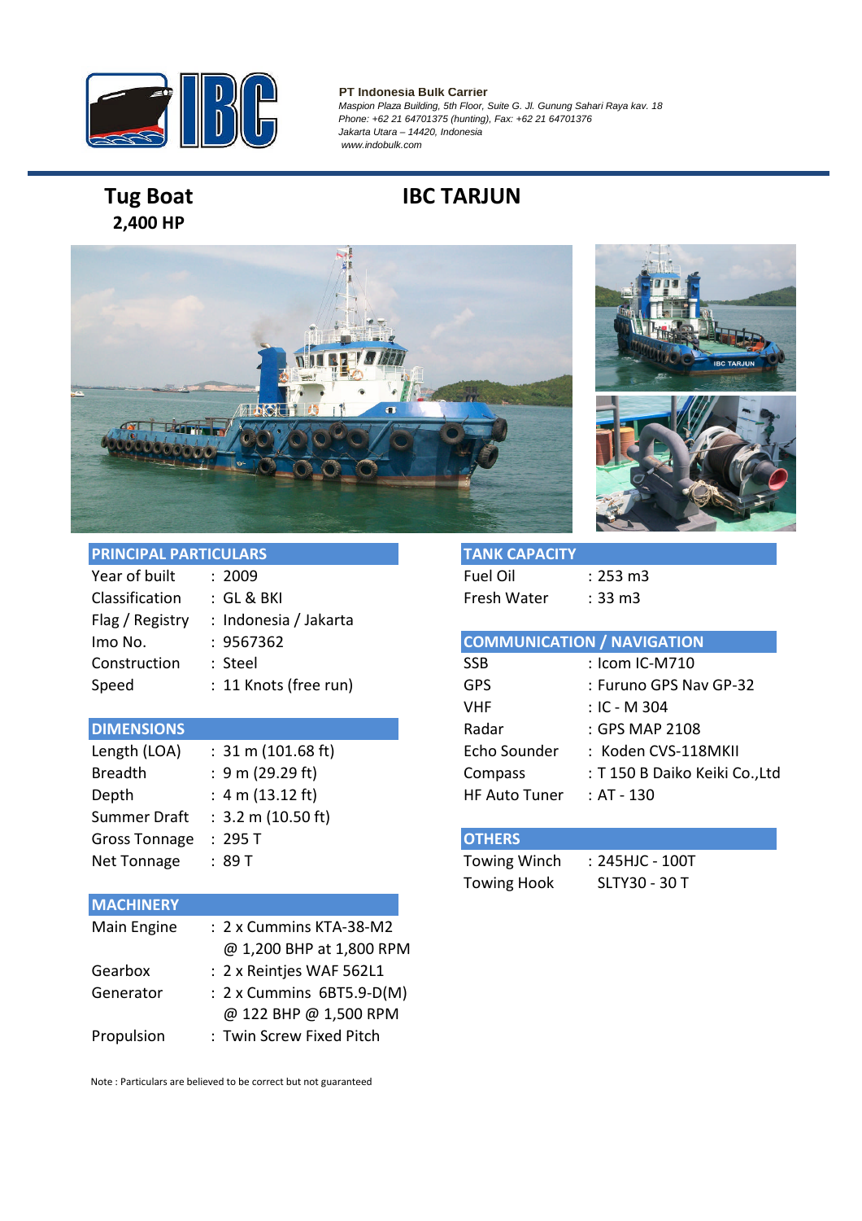**PT Indonesia Bulk Carrier**
*Maspion Plaza Building, 5th Floor, Suite G. Jl. Gunung Sahari Raya kav. 18*
*Phone: +62 21 64701375 (hunting), Fax: +62 21 64701376*
*Jakarta Utara – 14420, Indonesia*
*www.indobulk.com*

# Tug Boat
## 2,400 HP

# IBC TARJUN

## PRINCIPAL PARTICULARS

| | |
|---|---|
| Year of built | : 2009 |
| Classification | : GL & BKI |
| Flag / Registry | : Indonesia / Jakarta |
| Imo No. | : 9567362 |
| Construction | : Steel |
| Speed | : 11 Knots (free run) |

## DIMENSIONS

| | |
|---|---|
| Length (LOA) | : 31 m (101.68 ft) |
| Breadth | : 9 m (29.29 ft) |
| Depth | : 4 m (13.12 ft) |
| Summer Draft | : 3.2 m (10.50 ft) |
| Gross Tonnage | : 295 T |
| Net Tonnage | : 89 T |

## MACHINERY

| | |
|---|---|
| Main Engine | : 2 x Cummins KTA-38-M2 @ 1,200 BHP at 1,800 RPM |
| Gearbox | : 2 x Reintjes WAF 562L1 |
| Generator | : 2 x Cummins 6BT5.9-D(M) @ 122 BHP @ 1,500 RPM |
| Propulsion | : Twin Screw Fixed Pitch |

## TANK CAPACITY

| | |
|---|---|
| Fuel Oil | : 253 m3 |
| Fresh Water | : 33 m3 |

## COMMUNICATION / NAVIGATION

| | |
|---|---|
| SSB | : Icom IC-M710 |
| GPS | : Furuno GPS Nav GP-32 |
| VHF | : IC - M 304 |
| Radar | : GPS MAP 2108 |
| Echo Sounder | : Koden CVS-118MKII |
| Compass | : T 150 B Daiko Keiki Co.,Ltd |
| HF Auto Tuner | : AT - 130 |

## OTHERS

| | |
|---|---|
| Towing Winch | : 245HJC - 100T |
| Towing Hook | SLTY30 - 30 T |

Note : Particulars are believed to be correct but not guaranteed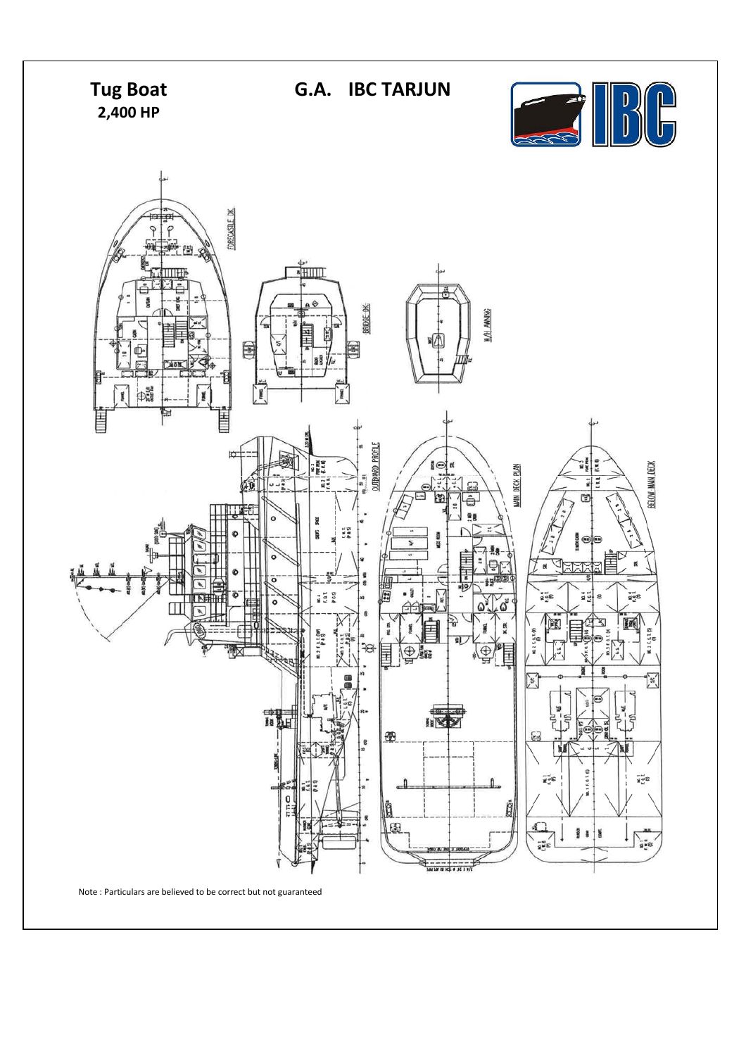# Tug Boat

**2,400 HP**

## G.A. IBC TARJUN

FORECASTLE DK

BRIDGE DK

W/H AWNING

OUTBOARD PROFILE

MAIN DECK PLAN

BELOW MAIN DECK

Note : Particulars are believed to be correct but not guaranteed